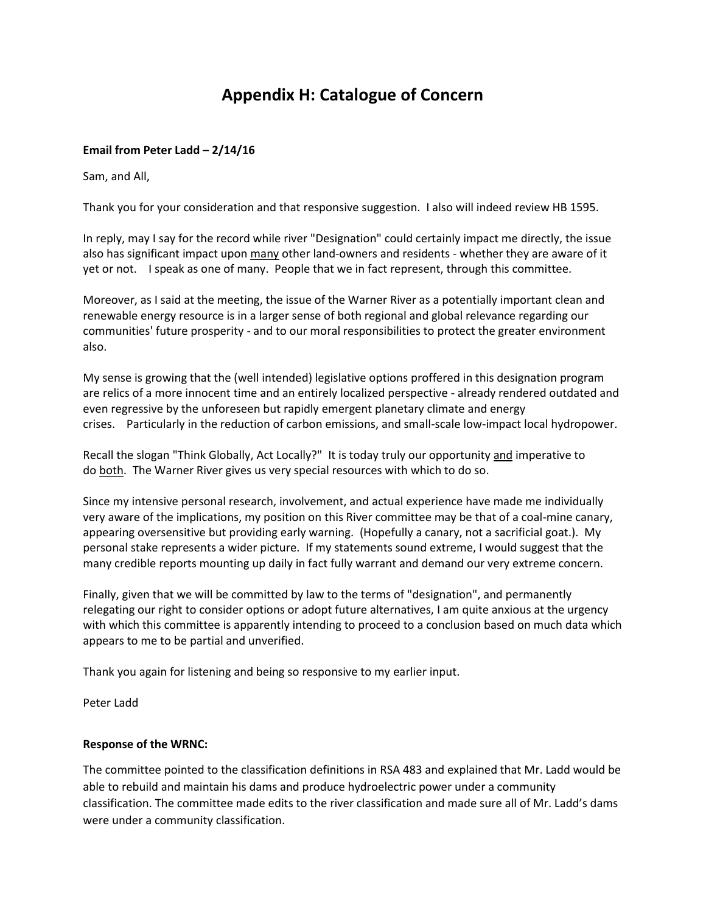# Appendix H: Catalogue of Concern

**Email from Peter Ladd – 2/14/16**

Sam, and All,

Thank you for your consideration and that responsive suggestion. I also will indeed review HB 1595.

In reply, may I say for the record while river "Designation" could certainly impact me directly, the issue also has significant impact upon <u>many</u> other land-owners and residents - whether they are aware of it yet or not. I speak as one of many. People that we in fact represent, through this committee.

Moreover, as I said at the meeting, the issue of the Warner River as a potentially important clean and renewable energy resource is in a larger sense of both regional and global relevance regarding our communities' future prosperity - and to our moral responsibilities to protect the greater environment also.

My sense is growing that the (well intended) legislative options proffered in this designation program are relics of a more innocent time and an entirely localized perspective - already rendered outdated and even regressive by the unforeseen but rapidly emergent planetary climate and energy crises. Particularly in the reduction of carbon emissions, and small-scale low-impact local hydropower.

Recall the slogan "Think Globally, Act Locally?" It is today truly our opportunity <u>and</u> imperative to do <u>both</u>. The Warner River gives us very special resources with which to do so.

Since my intensive personal research, involvement, and actual experience have made me individually very aware of the implications, my position on this River committee may be that of a coal-mine canary, appearing oversensitive but providing early warning. (Hopefully a canary, not a sacrificial goat.). My personal stake represents a wider picture. If my statements sound extreme, I would suggest that the many credible reports mounting up daily in fact fully warrant and demand our very extreme concern.

Finally, given that we will be committed by law to the terms of "designation", and permanently relegating our right to consider options or adopt future alternatives, I am quite anxious at the urgency with which this committee is apparently intending to proceed to a conclusion based on much data which appears to me to be partial and unverified.

Thank you again for listening and being so responsive to my earlier input.

Peter Ladd

**Response of the WRNC:**

The committee pointed to the classification definitions in RSA 483 and explained that Mr. Ladd would be able to rebuild and maintain his dams and produce hydroelectric power under a community classification. The committee made edits to the river classification and made sure all of Mr. Ladd's dams were under a community classification.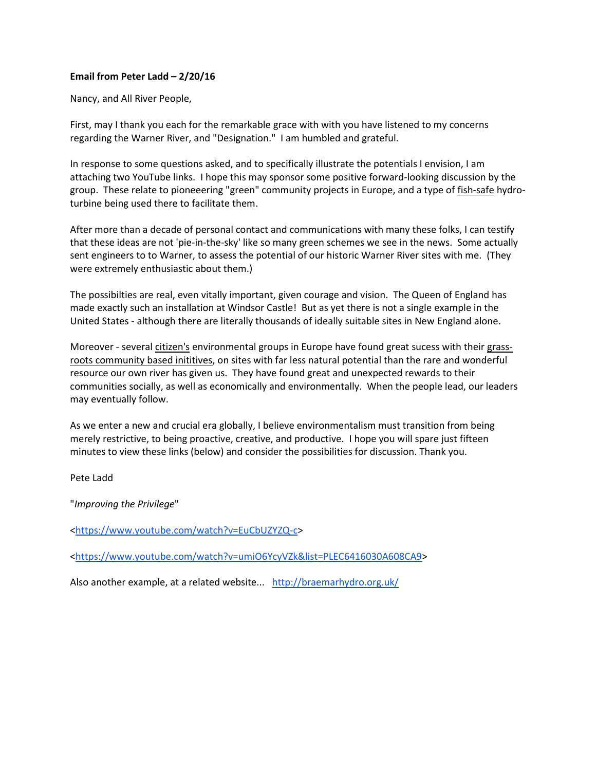**Email from Peter Ladd – 2/20/16**

Nancy, and All River People,

First, may I thank you each for the remarkable grace with with you have listened to my concerns regarding the Warner River, and "Designation." I am humbled and grateful.

In response to some questions asked, and to specifically illustrate the potentials I envision, I am attaching two YouTube links. I hope this may sponsor some positive forward-looking discussion by the group. These relate to pioneeering "green" community projects in Europe, and a type of fish-safe hydro-turbine being used there to facilitate them.

After more than a decade of personal contact and communications with many these folks, I can testify that these ideas are not 'pie-in-the-sky' like so many green schemes we see in the news. Some actually sent engineers to to Warner, to assess the potential of our historic Warner River sites with me. (They were extremely enthusiastic about them.)

The possibilties are real, even vitally important, given courage and vision. The Queen of England has made exactly such an installation at Windsor Castle! But as yet there is not a single example in the United States - although there are literally thousands of ideally suitable sites in New England alone.

Moreover - several citizen's environmental groups in Europe have found great sucess with their grass-roots community based inititives, on sites with far less natural potential than the rare and wonderful resource our own river has given us. They have found great and unexpected rewards to their communities socially, as well as economically and environmentally. When the people lead, our leaders may eventually follow.

As we enter a new and crucial era globally, I believe environmentalism must transition from being merely restrictive, to being proactive, creative, and productive. I hope you will spare just fifteen minutes to view these links (below) and consider the possibilities for discussion. Thank you.

Pete Ladd

"*Improving the Privilege*"

<https://www.youtube.com/watch?v=EuCbUZYZQ-c>

<https://www.youtube.com/watch?v=umiO6YcyVZk&list=PLEC6416030A608CA9>

Also another example, at a related website... http://braemarhydro.org.uk/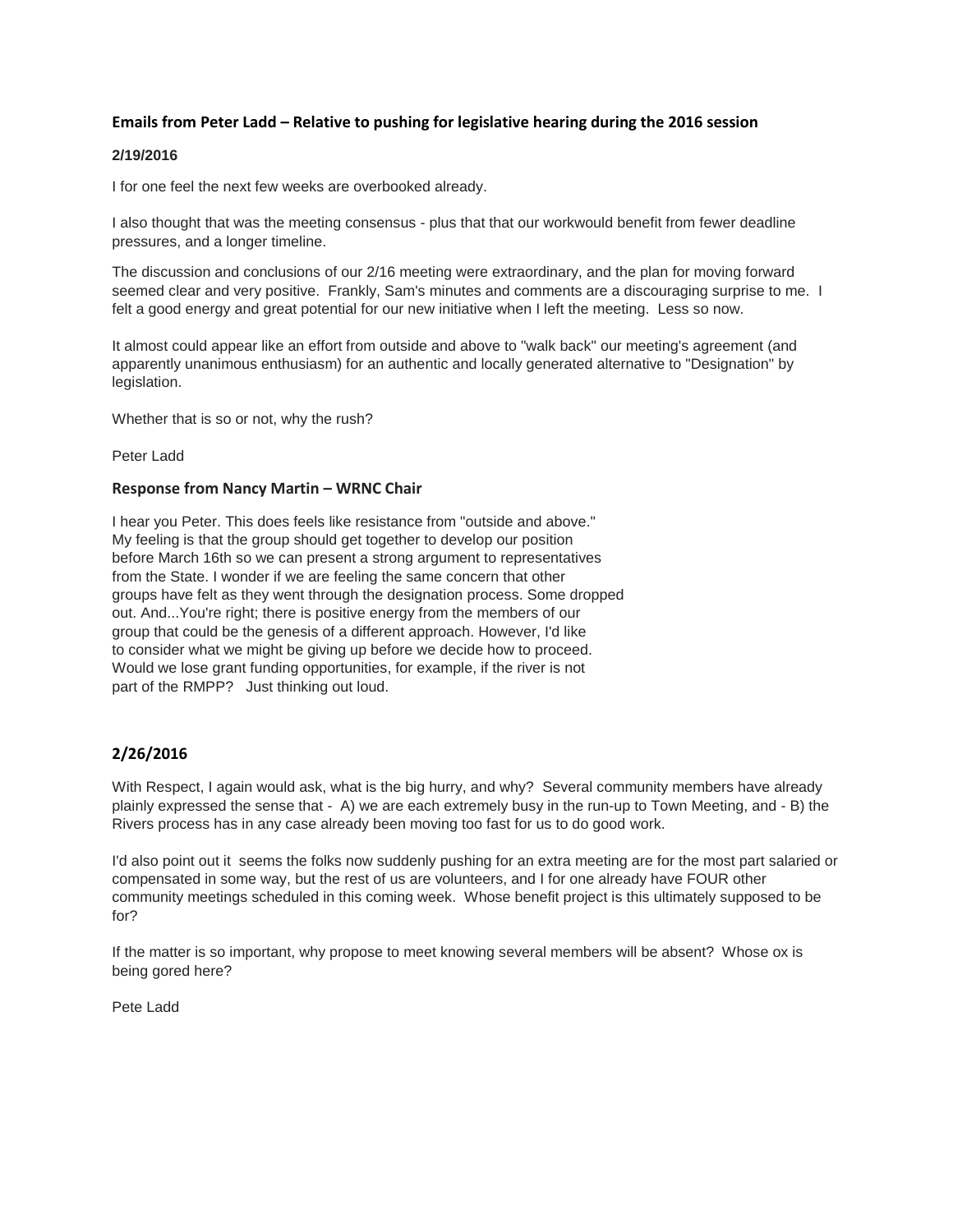### Emails from Peter Ladd – Relative to pushing for legislative hearing during the 2016 session

**2/19/2016**

I for one feel the next few weeks are overbooked already.

I also thought that was the meeting consensus - plus that that our workwould benefit from fewer deadline pressures, and a longer timeline.

The discussion and conclusions of our 2/16 meeting were extraordinary, and the plan for moving forward seemed clear and very positive. Frankly, Sam's minutes and comments are a discouraging surprise to me. I felt a good energy and great potential for our new initiative when I left the meeting. Less so now.

It almost could appear like an effort from outside and above to "walk back" our meeting's agreement (and apparently unanimous enthusiasm) for an authentic and locally generated alternative to "Designation" by legislation.

Whether that is so or not, why the rush?

Peter Ladd

#### Response from Nancy Martin – WRNC Chair

I hear you Peter. This does feels like resistance from "outside and above." My feeling is that the group should get together to develop our position before March 16th so we can present a strong argument to representatives from the State. I wonder if we are feeling the same concern that other groups have felt as they went through the designation process. Some dropped out. And...You're right; there is positive energy from the members of our group that could be the genesis of a different approach. However, I'd like to consider what we might be giving up before we decide how to proceed. Would we lose grant funding opportunities, for example, if the river is not part of the RMPP? Just thinking out loud.

### 2/26/2016

With Respect, I again would ask, what is the big hurry, and why? Several community members have already plainly expressed the sense that - A) we are each extremely busy in the run-up to Town Meeting, and - B) the Rivers process has in any case already been moving too fast for us to do good work.

I'd also point out it seems the folks now suddenly pushing for an extra meeting are for the most part salaried or compensated in some way, but the rest of us are volunteers, and I for one already have FOUR other community meetings scheduled in this coming week. Whose benefit project is this ultimately supposed to be for?

If the matter is so important, why propose to meet knowing several members will be absent? Whose ox is being gored here?

Pete Ladd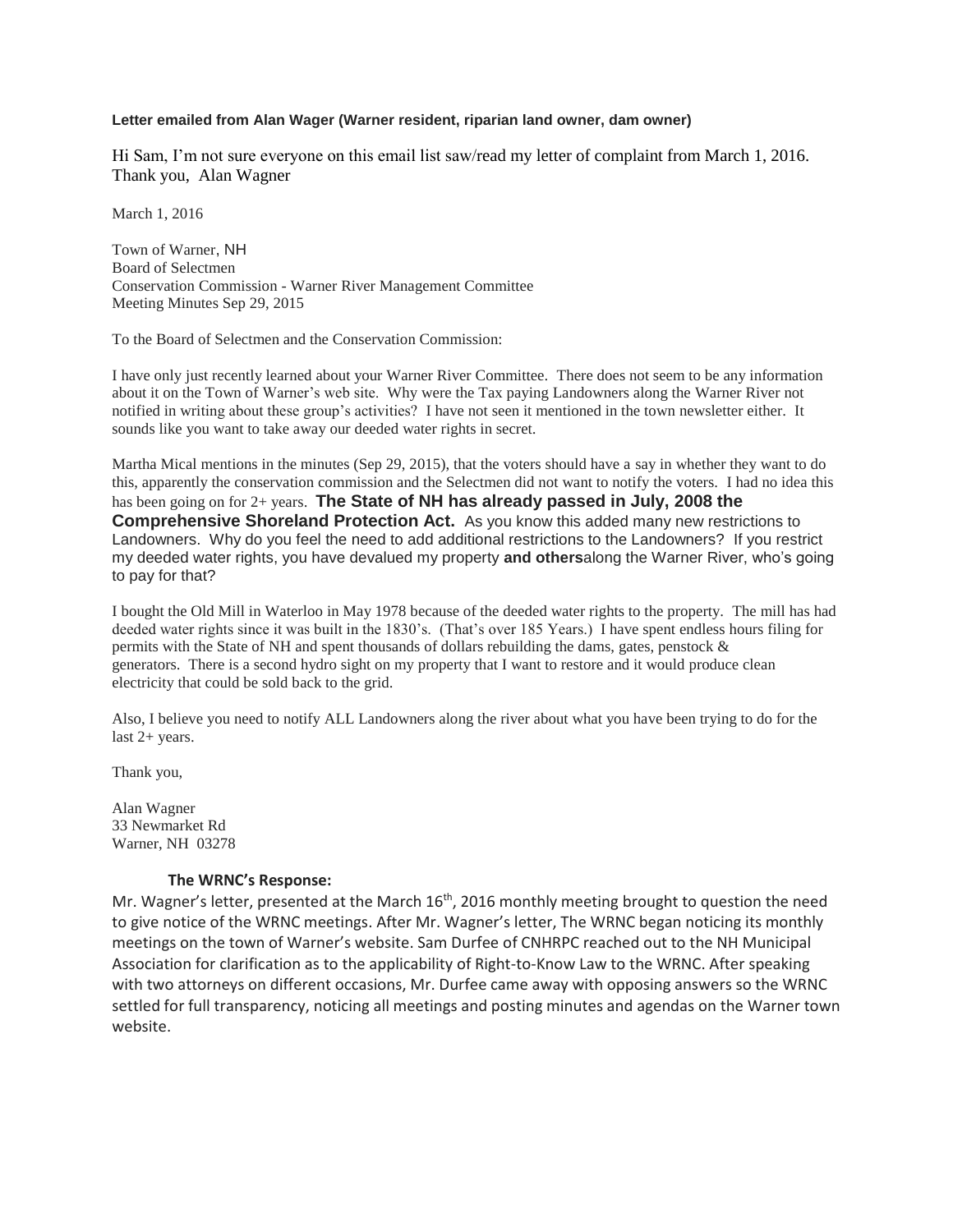**Letter emailed from Alan Wager (Warner resident, riparian land owner, dam owner)**

Hi Sam, I'm not sure everyone on this email list saw/read my letter of complaint from March 1, 2016. Thank you, Alan Wagner

March 1, 2016

Town of Warner, NH
Board of Selectmen
Conservation Commission - Warner River Management Committee
Meeting Minutes Sep 29, 2015

To the Board of Selectmen and the Conservation Commission:

I have only just recently learned about your Warner River Committee. There does not seem to be any information about it on the Town of Warner's web site. Why were the Tax paying Landowners along the Warner River not notified in writing about these group's activities? I have not seen it mentioned in the town newsletter either. It sounds like you want to take away our deeded water rights in secret.

Martha Mical mentions in the minutes (Sep 29, 2015), that the voters should have a say in whether they want to do this, apparently the conservation commission and the Selectmen did not want to notify the voters. I had no idea this has been going on for 2+ years. **The State of NH has already passed in July, 2008 the Comprehensive Shoreland Protection Act.** As you know this added many new restrictions to Landowners. Why do you feel the need to add additional restrictions to the Landowners? If you restrict my deeded water rights, you have devalued my property **and others**along the Warner River, who's going to pay for that?

I bought the Old Mill in Waterloo in May 1978 because of the deeded water rights to the property. The mill has had deeded water rights since it was built in the 1830's. (That's over 185 Years.) I have spent endless hours filing for permits with the State of NH and spent thousands of dollars rebuilding the dams, gates, penstock & generators. There is a second hydro sight on my property that I want to restore and it would produce clean electricity that could be sold back to the grid.

Also, I believe you need to notify ALL Landowners along the river about what you have been trying to do for the last 2+ years.

Thank you,

Alan Wagner
33 Newmarket Rd
Warner, NH 03278

**The WRNC's Response:**

Mr. Wagner's letter, presented at the March 16th, 2016 monthly meeting brought to question the need to give notice of the WRNC meetings. After Mr. Wagner's letter, The WRNC began noticing its monthly meetings on the town of Warner's website. Sam Durfee of CNHRPC reached out to the NH Municipal Association for clarification as to the applicability of Right-to-Know Law to the WRNC. After speaking with two attorneys on different occasions, Mr. Durfee came away with opposing answers so the WRNC settled for full transparency, noticing all meetings and posting minutes and agendas on the Warner town website.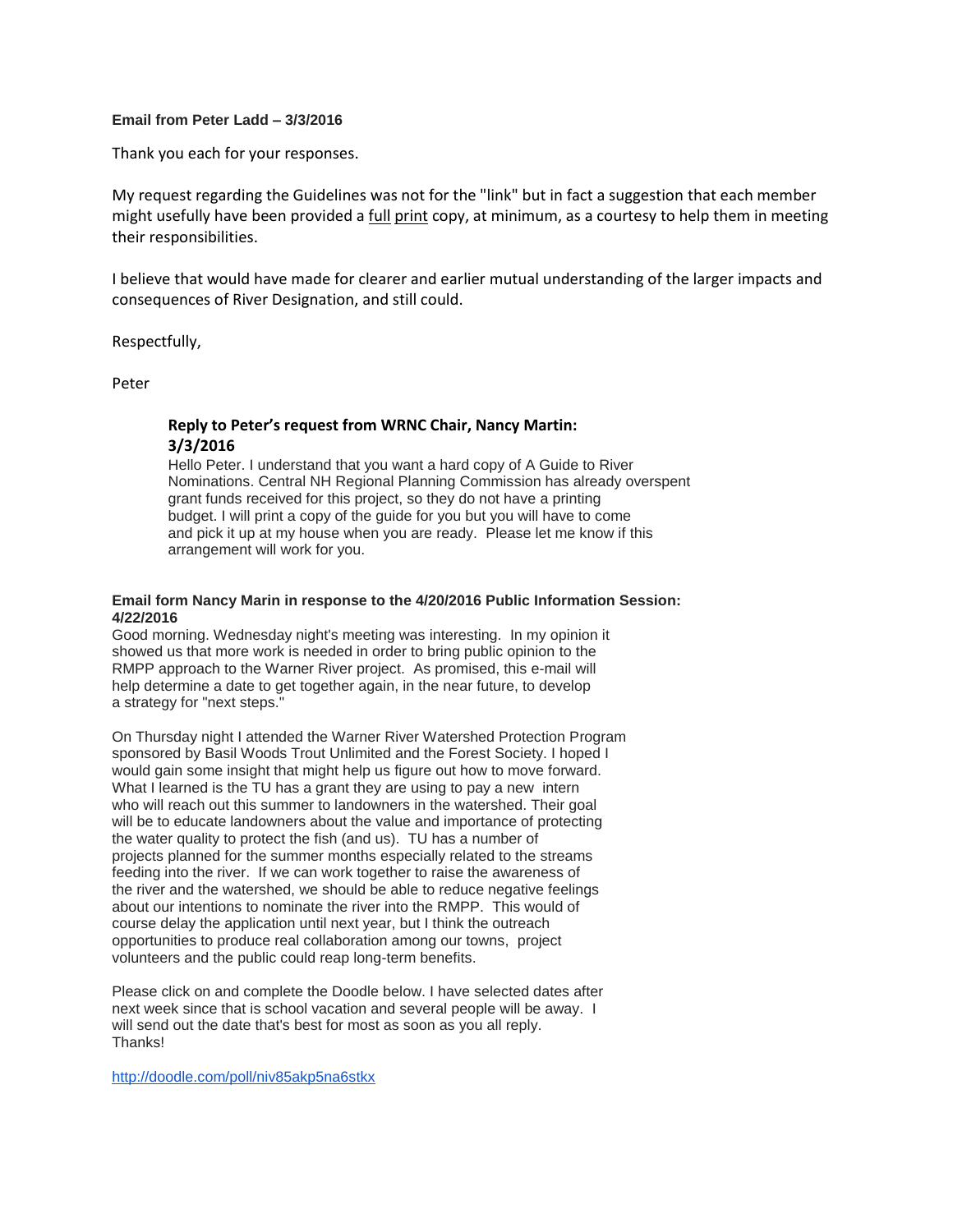**Email from Peter Ladd – 3/3/2016**

Thank you each for your responses.

My request regarding the Guidelines was not for the "link" but in fact a suggestion that each member might usefully have been provided a full print copy, at minimum, as a courtesy to help them in meeting their responsibilities.

I believe that would have made for clearer and earlier mutual understanding of the larger impacts and consequences of River Designation, and still could.

Respectfully,

Peter

> **Reply to Peter's request from WRNC Chair, Nancy Martin: 3/3/2016**
>
> Hello Peter. I understand that you want a hard copy of A Guide to River Nominations. Central NH Regional Planning Commission has already overspent grant funds received for this project, so they do not have a printing budget. I will print a copy of the guide for you but you will have to come and pick it up at my house when you are ready. Please let me know if this arrangement will work for you.

**Email form Nancy Marin in response to the 4/20/2016 Public Information Session: 4/22/2016**

Good morning. Wednesday night's meeting was interesting. In my opinion it showed us that more work is needed in order to bring public opinion to the RMPP approach to the Warner River project. As promised, this e-mail will help determine a date to get together again, in the near future, to develop a strategy for "next steps."

On Thursday night I attended the Warner River Watershed Protection Program sponsored by Basil Woods Trout Unlimited and the Forest Society. I hoped I would gain some insight that might help us figure out how to move forward. What I learned is the TU has a grant they are using to pay a new intern who will reach out this summer to landowners in the watershed. Their goal will be to educate landowners about the value and importance of protecting the water quality to protect the fish (and us). TU has a number of projects planned for the summer months especially related to the streams feeding into the river. If we can work together to raise the awareness of the river and the watershed, we should be able to reduce negative feelings about our intentions to nominate the river into the RMPP. This would of course delay the application until next year, but I think the outreach opportunities to produce real collaboration among our towns, project volunteers and the public could reap long-term benefits.

Please click on and complete the Doodle below. I have selected dates after next week since that is school vacation and several people will be away. I will send out the date that's best for most as soon as you all reply.
Thanks!

http://doodle.com/poll/niv85akp5na6stkx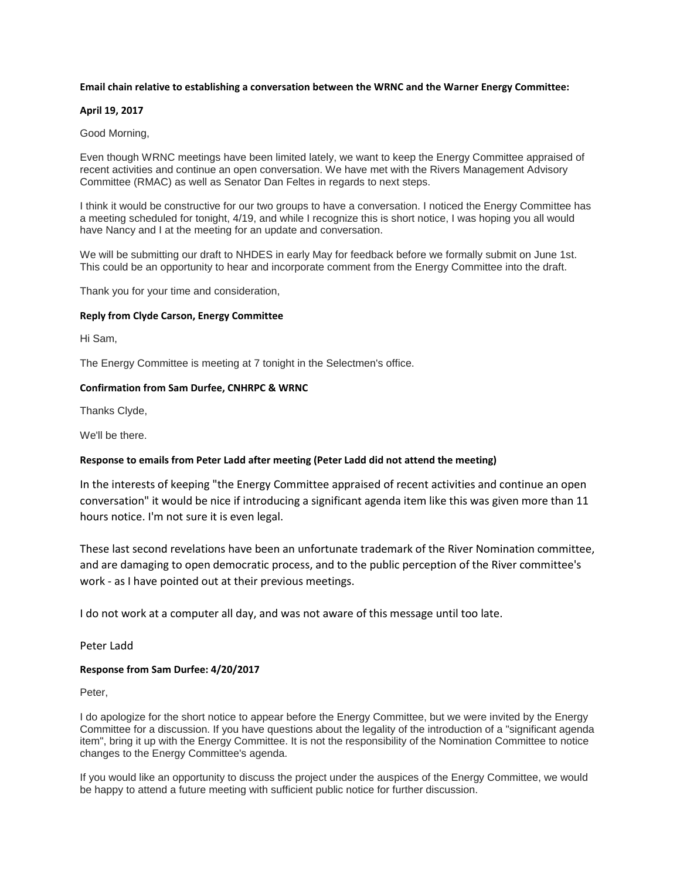**Email chain relative to establishing a conversation between the WRNC and the Warner Energy Committee:**

**April 19, 2017**

Good Morning,

Even though WRNC meetings have been limited lately, we want to keep the Energy Committee appraised of recent activities and continue an open conversation. We have met with the Rivers Management Advisory Committee (RMAC) as well as Senator Dan Feltes in regards to next steps.

I think it would be constructive for our two groups to have a conversation. I noticed the Energy Committee has a meeting scheduled for tonight, 4/19, and while I recognize this is short notice, I was hoping you all would have Nancy and I at the meeting for an update and conversation.

We will be submitting our draft to NHDES in early May for feedback before we formally submit on June 1st. This could be an opportunity to hear and incorporate comment from the Energy Committee into the draft.

Thank you for your time and consideration,

**Reply from Clyde Carson, Energy Committee**

Hi Sam,

The Energy Committee is meeting at 7 tonight in the Selectmen's office.

**Confirmation from Sam Durfee, CNHRPC & WRNC**

Thanks Clyde,

We'll be there.

**Response to emails from Peter Ladd after meeting (Peter Ladd did not attend the meeting)**

In the interests of keeping "the Energy Committee appraised of recent activities and continue an open conversation" it would be nice if introducing a significant agenda item like this was given more than 11 hours notice. I'm not sure it is even legal.

These last second revelations have been an unfortunate trademark of the River Nomination committee, and are damaging to open democratic process, and to the public perception of the River committee's work - as I have pointed out at their previous meetings.

I do not work at a computer all day, and was not aware of this message until too late.

Peter Ladd

**Response from Sam Durfee: 4/20/2017**

Peter,

I do apologize for the short notice to appear before the Energy Committee, but we were invited by the Energy Committee for a discussion. If you have questions about the legality of the introduction of a "significant agenda item", bring it up with the Energy Committee. It is not the responsibility of the Nomination Committee to notice changes to the Energy Committee's agenda.

If you would like an opportunity to discuss the project under the auspices of the Energy Committee, we would be happy to attend a future meeting with sufficient public notice for further discussion.